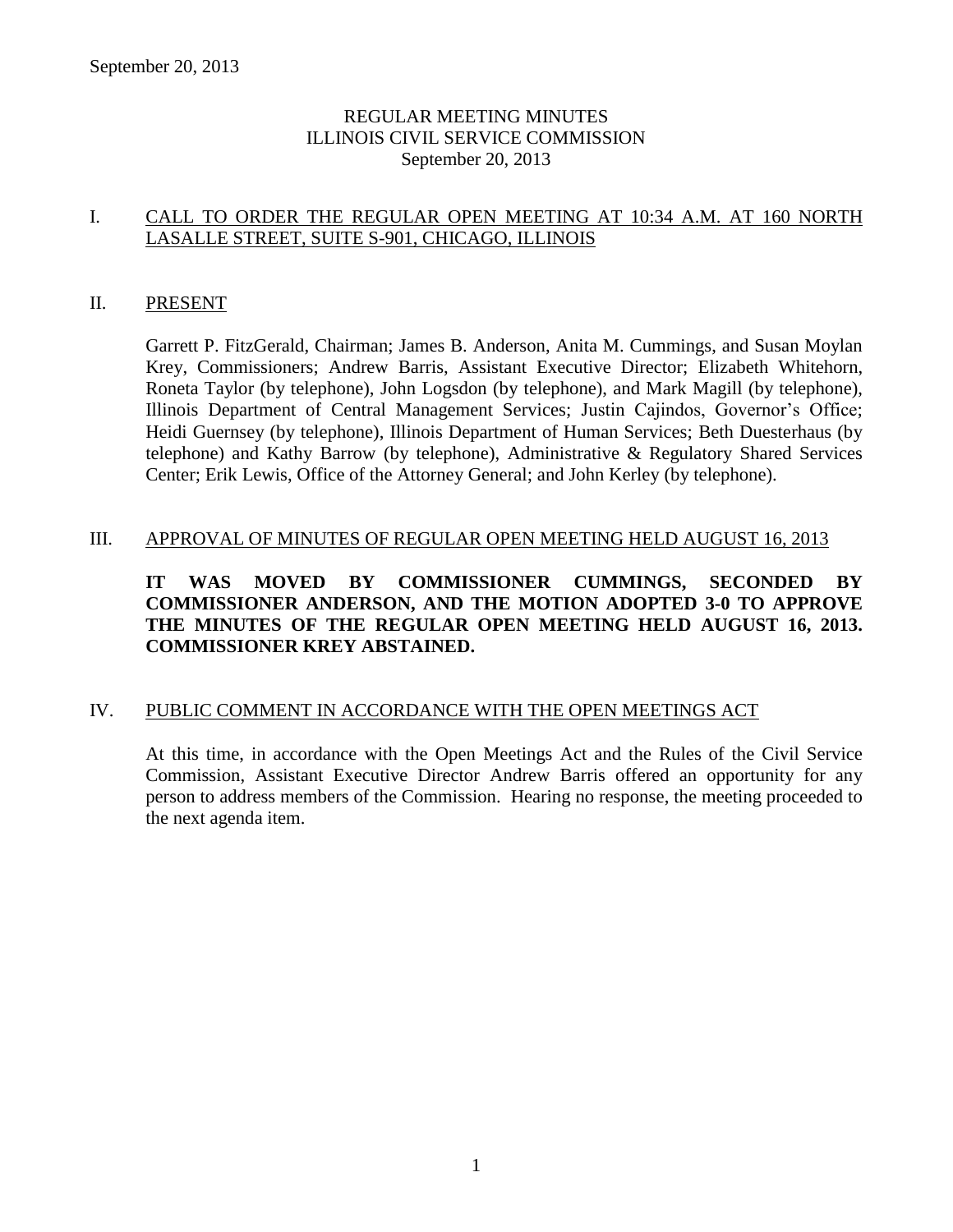# REGULAR MEETING MINUTES
# ILLINOIS CIVIL SERVICE COMMISSION
September 20, 2013

## I. CALL TO ORDER THE REGULAR OPEN MEETING AT 10:34 A.M. AT 160 NORTH LASALLE STREET, SUITE S-901, CHICAGO, ILLINOIS

## II. PRESENT

Garrett P. FitzGerald, Chairman; James B. Anderson, Anita M. Cummings, and Susan Moylan Krey, Commissioners; Andrew Barris, Assistant Executive Director; Elizabeth Whitehorn, Roneta Taylor (by telephone), John Logsdon (by telephone), and Mark Magill (by telephone), Illinois Department of Central Management Services; Justin Cajindos, Governor's Office; Heidi Guernsey (by telephone), Illinois Department of Human Services; Beth Duesterhaus (by telephone) and Kathy Barrow (by telephone), Administrative & Regulatory Shared Services Center; Erik Lewis, Office of the Attorney General; and John Kerley (by telephone).

## III. APPROVAL OF MINUTES OF REGULAR OPEN MEETING HELD AUGUST 16, 2013

**IT WAS MOVED BY COMMISSIONER CUMMINGS, SECONDED BY COMMISSIONER ANDERSON, AND THE MOTION ADOPTED 3-0 TO APPROVE THE MINUTES OF THE REGULAR OPEN MEETING HELD AUGUST 16, 2013. COMMISSIONER KREY ABSTAINED.**

## IV. PUBLIC COMMENT IN ACCORDANCE WITH THE OPEN MEETINGS ACT

At this time, in accordance with the Open Meetings Act and the Rules of the Civil Service Commission, Assistant Executive Director Andrew Barris offered an opportunity for any person to address members of the Commission. Hearing no response, the meeting proceeded to the next agenda item.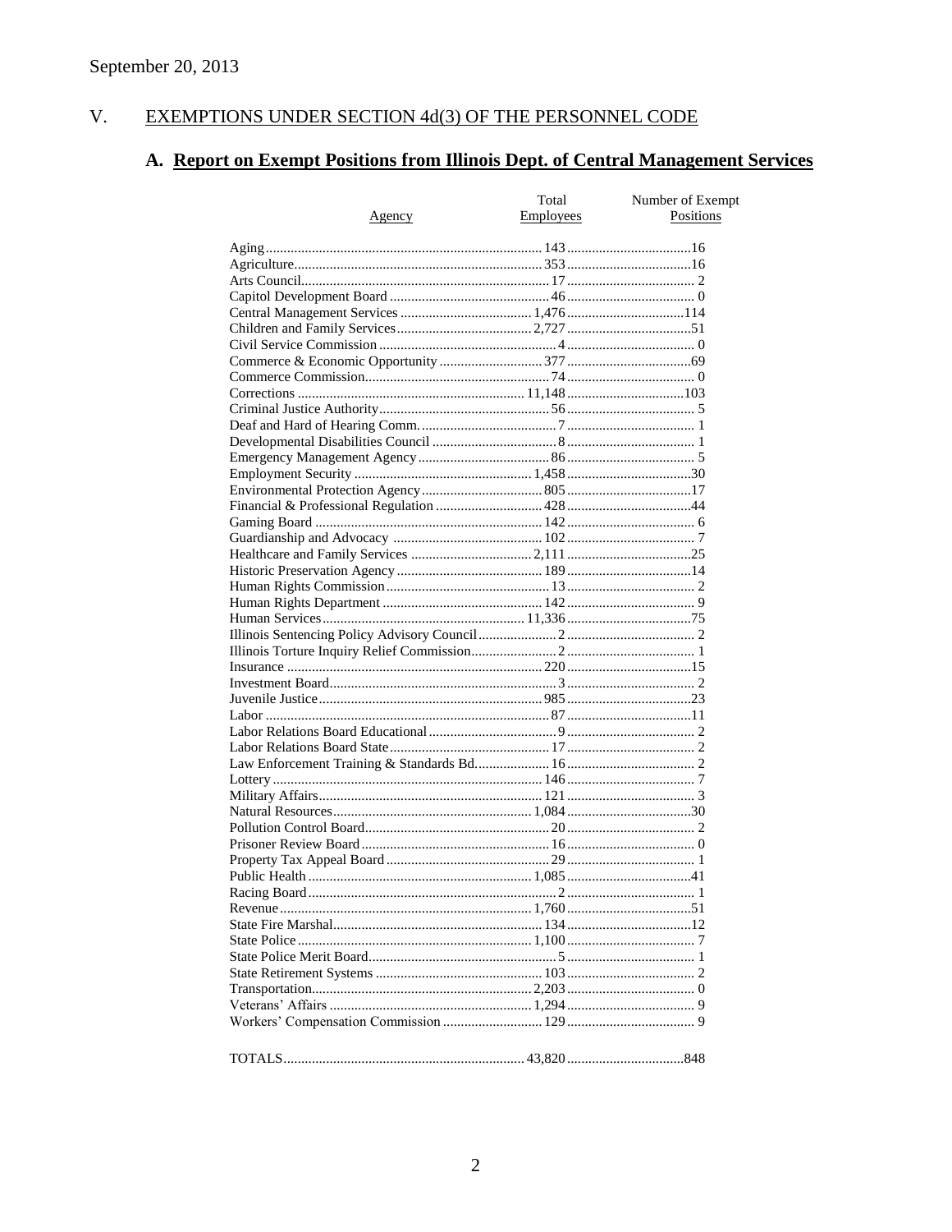September 20, 2013

## V. EXEMPTIONS UNDER SECTION 4d(3) OF THE PERSONNEL CODE

### A. Report on Exempt Positions from Illinois Dept. of Central Management Services

| Agency | Total Employees | Number of Exempt Positions |
|---|---|---|
| Aging | 143 | 16 |
| Agriculture | 353 | 16 |
| Arts Council | 17 | 2 |
| Capitol Development Board | 46 | 0 |
| Central Management Services | 1,476 | 114 |
| Children and Family Services | 2,727 | 51 |
| Civil Service Commission | 4 | 0 |
| Commerce & Economic Opportunity | 377 | 69 |
| Commerce Commission | 74 | 0 |
| Corrections | 11,148 | 103 |
| Criminal Justice Authority | 56 | 5 |
| Deaf and Hard of Hearing Comm. | 7 | 1 |
| Developmental Disabilities Council | 8 | 1 |
| Emergency Management Agency | 86 | 5 |
| Employment Security | 1,458 | 30 |
| Environmental Protection Agency | 805 | 17 |
| Financial & Professional Regulation | 428 | 44 |
| Gaming Board | 142 | 6 |
| Guardianship and Advocacy | 102 | 7 |
| Healthcare and Family Services | 2,111 | 25 |
| Historic Preservation Agency | 189 | 14 |
| Human Rights Commission | 13 | 2 |
| Human Rights Department | 142 | 9 |
| Human Services | 11,336 | 75 |
| Illinois Sentencing Policy Advisory Council | 2 | 2 |
| Illinois Torture Inquiry Relief Commission | 2 | 1 |
| Insurance | 220 | 15 |
| Investment Board | 3 | 2 |
| Juvenile Justice | 985 | 23 |
| Labor | 87 | 11 |
| Labor Relations Board Educational | 9 | 2 |
| Labor Relations Board State | 17 | 2 |
| Law Enforcement Training & Standards Bd. | 16 | 2 |
| Lottery | 146 | 7 |
| Military Affairs | 121 | 3 |
| Natural Resources | 1,084 | 30 |
| Pollution Control Board | 20 | 2 |
| Prisoner Review Board | 16 | 0 |
| Property Tax Appeal Board | 29 | 1 |
| Public Health | 1,085 | 41 |
| Racing Board | 2 | 1 |
| Revenue | 1,760 | 51 |
| State Fire Marshal | 134 | 12 |
| State Police | 1,100 | 7 |
| State Police Merit Board | 5 | 1 |
| State Retirement Systems | 103 | 2 |
| Transportation | 2,203 | 0 |
| Veterans' Affairs | 1,294 | 9 |
| Workers' Compensation Commission | 129 | 9 |
| TOTALS | 43,820 | 848 |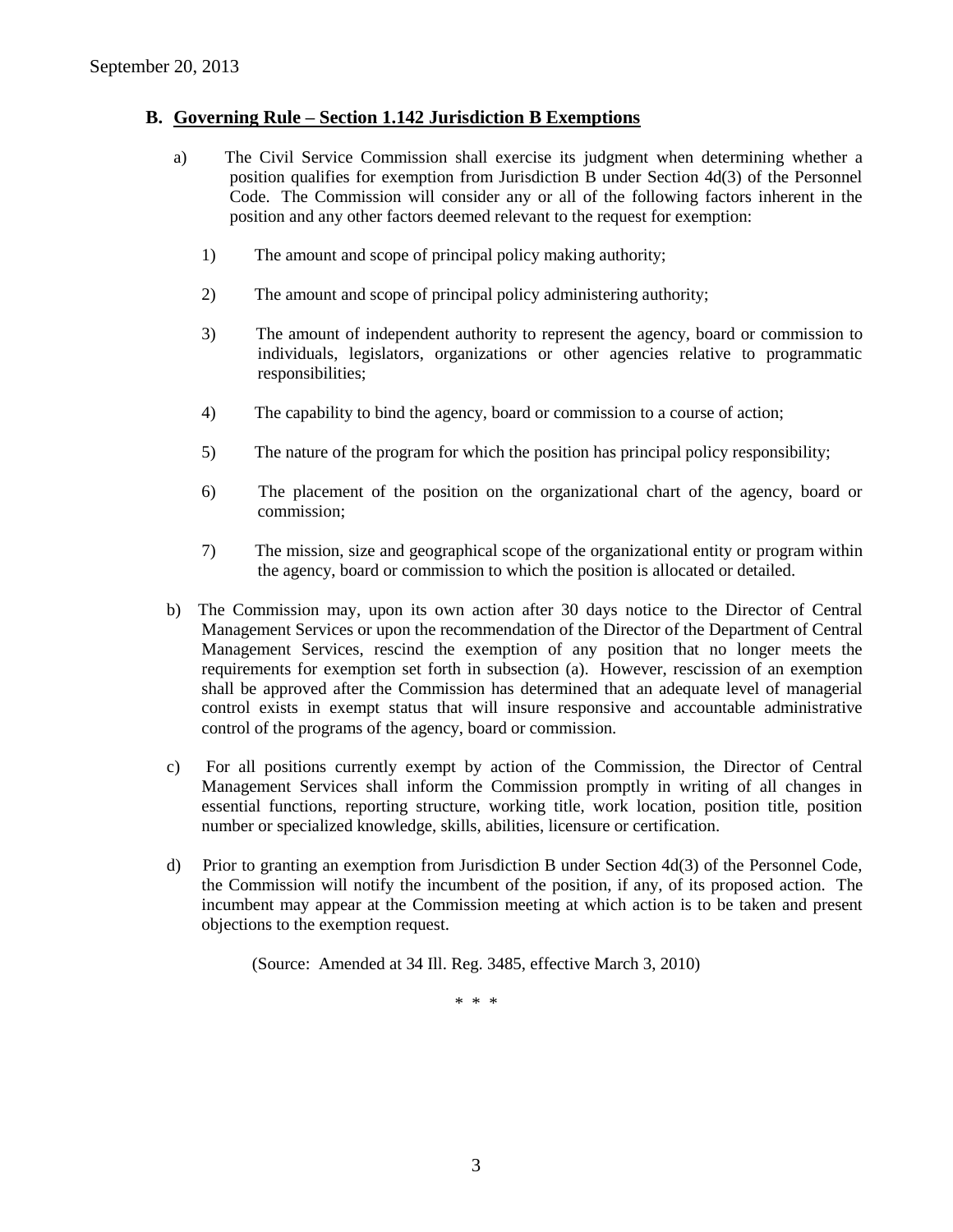### B. Governing Rule – Section 1.142 Jurisdiction B Exemptions

a) The Civil Service Commission shall exercise its judgment when determining whether a position qualifies for exemption from Jurisdiction B under Section 4d(3) of the Personnel Code. The Commission will consider any or all of the following factors inherent in the position and any other factors deemed relevant to the request for exemption:

1) The amount and scope of principal policy making authority;

2) The amount and scope of principal policy administering authority;

3) The amount of independent authority to represent the agency, board or commission to individuals, legislators, organizations or other agencies relative to programmatic responsibilities;

4) The capability to bind the agency, board or commission to a course of action;

5) The nature of the program for which the position has principal policy responsibility;

6) The placement of the position on the organizational chart of the agency, board or commission;

7) The mission, size and geographical scope of the organizational entity or program within the agency, board or commission to which the position is allocated or detailed.

b) The Commission may, upon its own action after 30 days notice to the Director of Central Management Services or upon the recommendation of the Director of the Department of Central Management Services, rescind the exemption of any position that no longer meets the requirements for exemption set forth in subsection (a). However, rescission of an exemption shall be approved after the Commission has determined that an adequate level of managerial control exists in exempt status that will insure responsive and accountable administrative control of the programs of the agency, board or commission.

c) For all positions currently exempt by action of the Commission, the Director of Central Management Services shall inform the Commission promptly in writing of all changes in essential functions, reporting structure, working title, work location, position title, position number or specialized knowledge, skills, abilities, licensure or certification.

d) Prior to granting an exemption from Jurisdiction B under Section 4d(3) of the Personnel Code, the Commission will notify the incumbent of the position, if any, of its proposed action. The incumbent may appear at the Commission meeting at which action is to be taken and present objections to the exemption request.

(Source: Amended at 34 Ill. Reg. 3485, effective March 3, 2010)

\* \* \*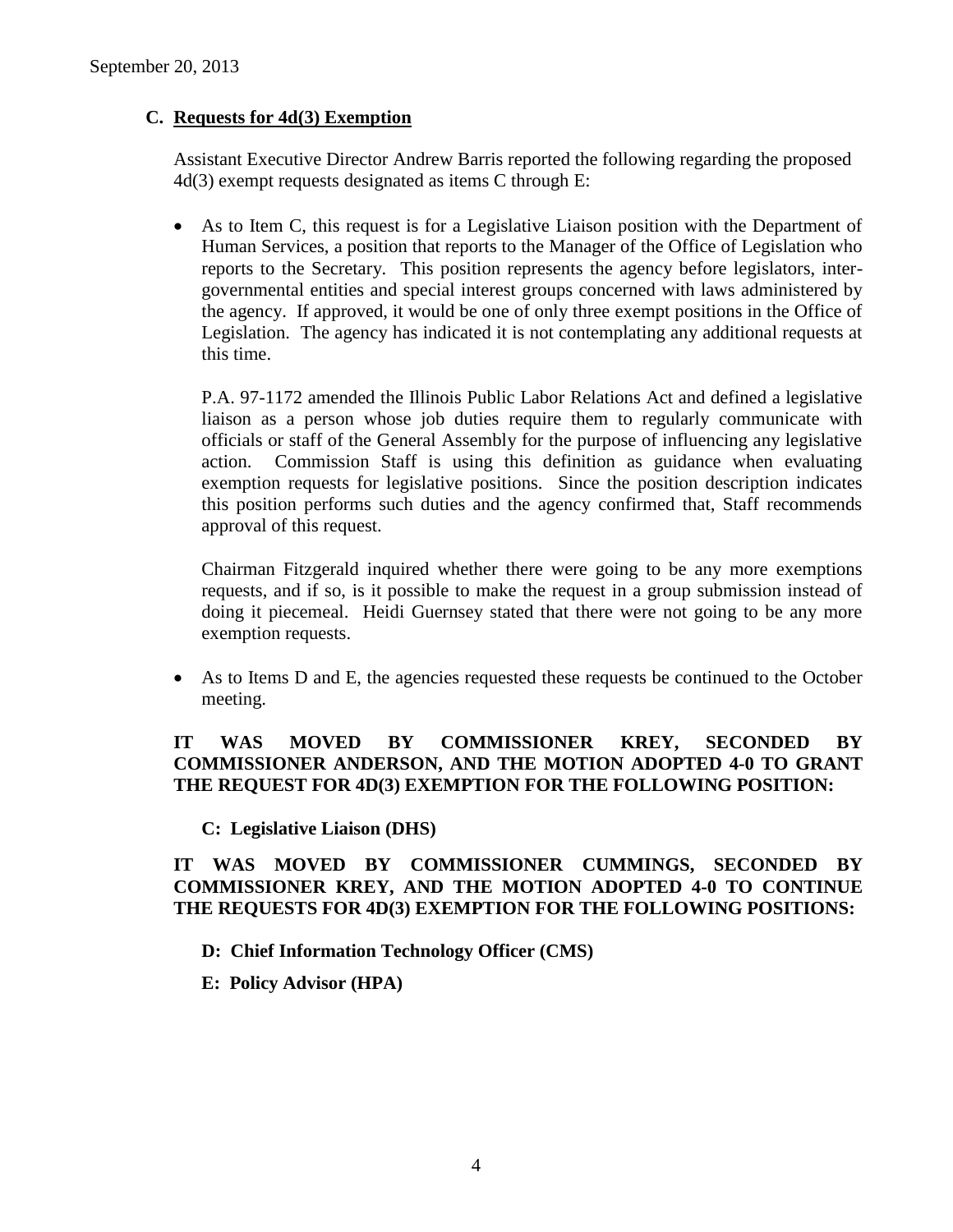September 20, 2013

## C. Requests for 4d(3) Exemption

Assistant Executive Director Andrew Barris reported the following regarding the proposed 4d(3) exempt requests designated as items C through E:

- As to Item C, this request is for a Legislative Liaison position with the Department of Human Services, a position that reports to the Manager of the Office of Legislation who reports to the Secretary. This position represents the agency before legislators, inter-governmental entities and special interest groups concerned with laws administered by the agency. If approved, it would be one of only three exempt positions in the Office of Legislation. The agency has indicated it is not contemplating any additional requests at this time.

  P.A. 97-1172 amended the Illinois Public Labor Relations Act and defined a legislative liaison as a person whose job duties require them to regularly communicate with officials or staff of the General Assembly for the purpose of influencing any legislative action. Commission Staff is using this definition as guidance when evaluating exemption requests for legislative positions. Since the position description indicates this position performs such duties and the agency confirmed that, Staff recommends approval of this request.

  Chairman Fitzgerald inquired whether there were going to be any more exemptions requests, and if so, is it possible to make the request in a group submission instead of doing it piecemeal. Heidi Guernsey stated that there were not going to be any more exemption requests.

- As to Items D and E, the agencies requested these requests be continued to the October meeting.

**IT WAS MOVED BY COMMISSIONER KREY, SECONDED BY COMMISSIONER ANDERSON, AND THE MOTION ADOPTED 4-0 TO GRANT THE REQUEST FOR 4D(3) EXEMPTION FOR THE FOLLOWING POSITION:**

**C: Legislative Liaison (DHS)**

**IT WAS MOVED BY COMMISSIONER CUMMINGS, SECONDED BY COMMISSIONER KREY, AND THE MOTION ADOPTED 4-0 TO CONTINUE THE REQUESTS FOR 4D(3) EXEMPTION FOR THE FOLLOWING POSITIONS:**

**D: Chief Information Technology Officer (CMS)**

**E: Policy Advisor (HPA)**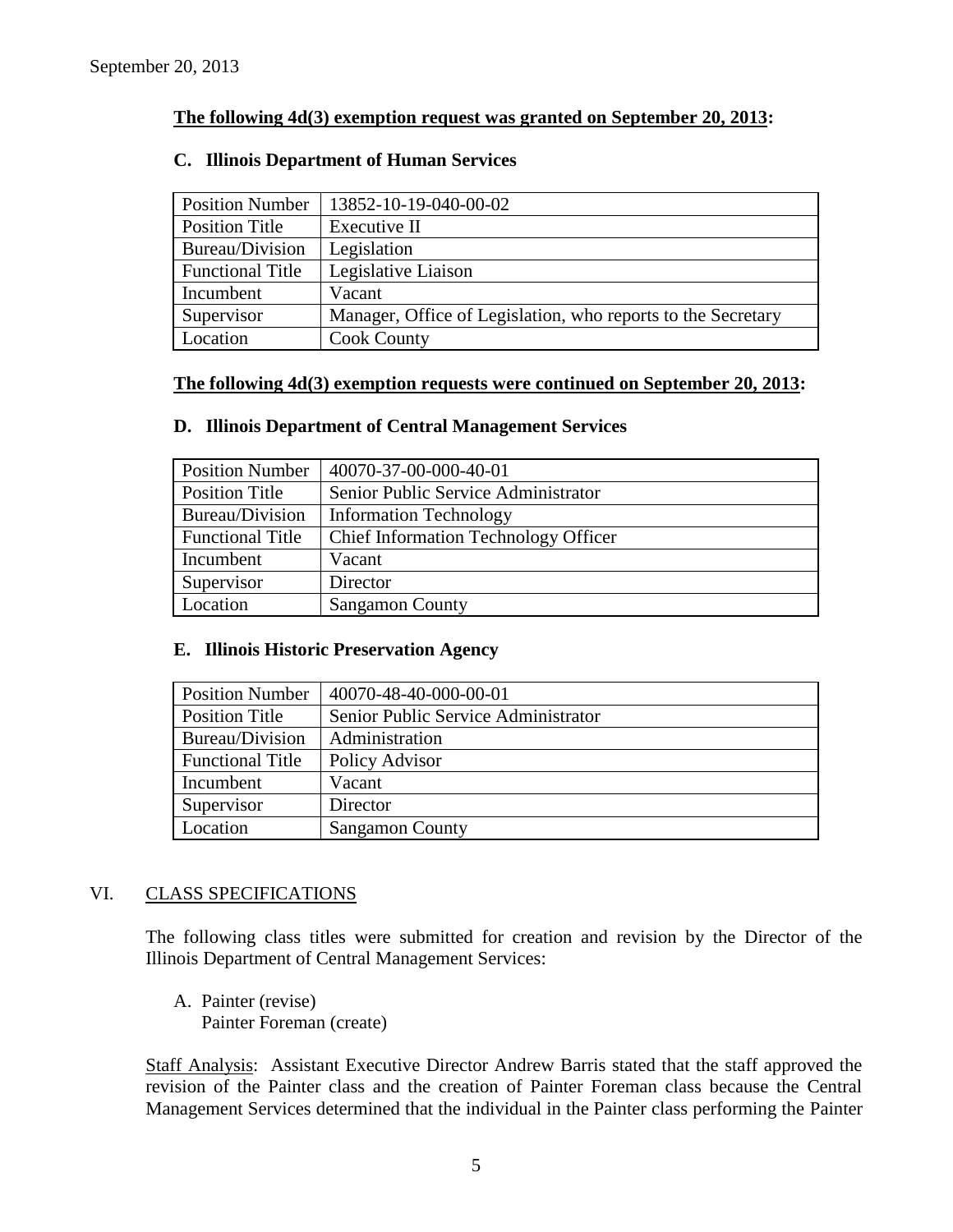September 20, 2013

**The following 4d(3) exemption request was granted on September 20, 2013:**

### C. Illinois Department of Human Services

| Position Number | 13852-10-19-040-00-02 |
|---|---|
| Position Title | Executive II |
| Bureau/Division | Legislation |
| Functional Title | Legislative Liaison |
| Incumbent | Vacant |
| Supervisor | Manager, Office of Legislation, who reports to the Secretary |
| Location | Cook County |

**The following 4d(3) exemption requests were continued on September 20, 2013:**

### D. Illinois Department of Central Management Services

| Position Number | 40070-37-00-000-40-01 |
|---|---|
| Position Title | Senior Public Service Administrator |
| Bureau/Division | Information Technology |
| Functional Title | Chief Information Technology Officer |
| Incumbent | Vacant |
| Supervisor | Director |
| Location | Sangamon County |

### E. Illinois Historic Preservation Agency

| Position Number | 40070-48-40-000-00-01 |
|---|---|
| Position Title | Senior Public Service Administrator |
| Bureau/Division | Administration |
| Functional Title | Policy Advisor |
| Incumbent | Vacant |
| Supervisor | Director |
| Location | Sangamon County |

## VI. CLASS SPECIFICATIONS

The following class titles were submitted for creation and revision by the Director of the Illinois Department of Central Management Services:

A. Painter (revise)
   Painter Foreman (create)

Staff Analysis: Assistant Executive Director Andrew Barris stated that the staff approved the revision of the Painter class and the creation of Painter Foreman class because the Central Management Services determined that the individual in the Painter class performing the Painter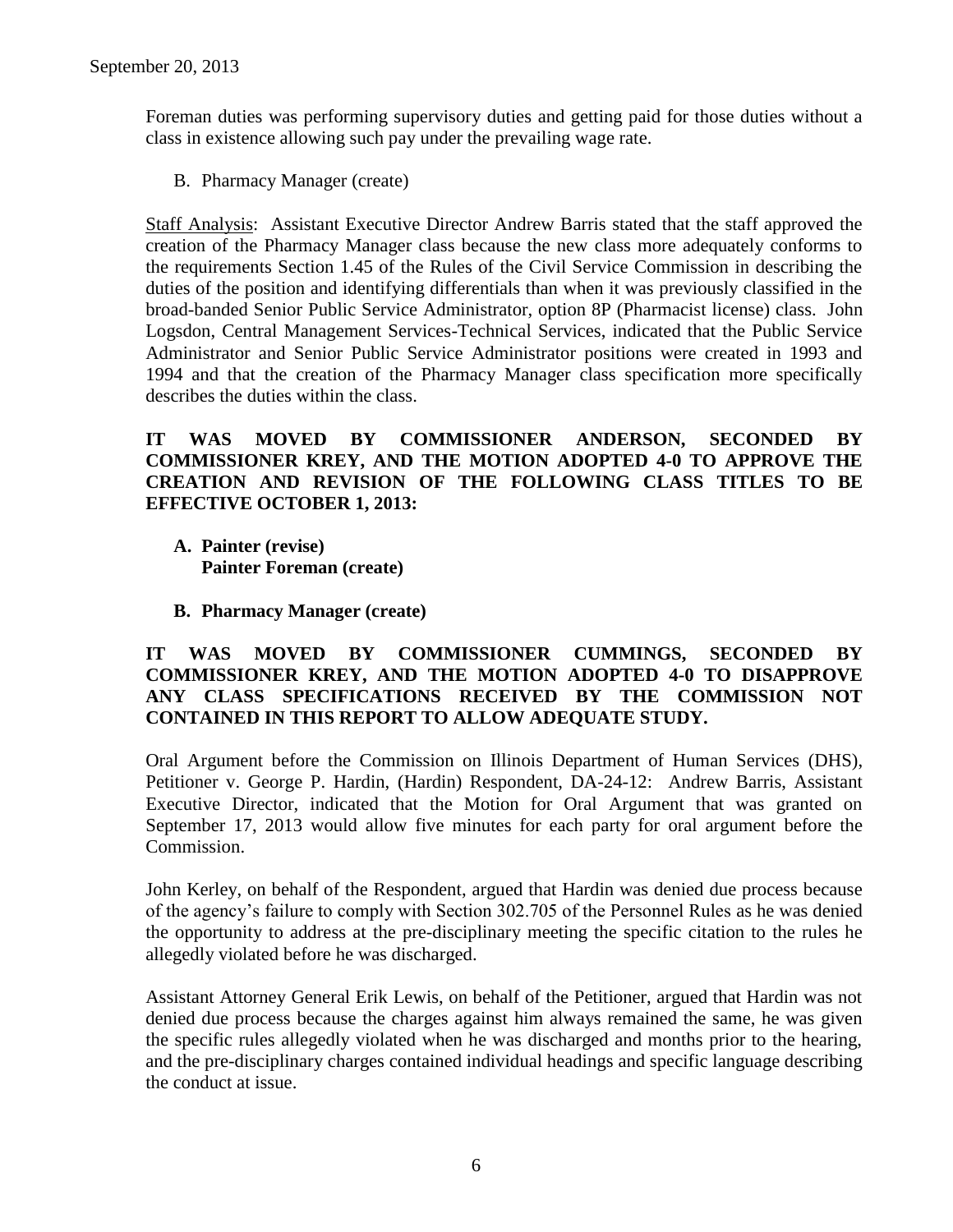Foreman duties was performing supervisory duties and getting paid for those duties without a class in existence allowing such pay under the prevailing wage rate.

B. Pharmacy Manager (create)

Staff Analysis: Assistant Executive Director Andrew Barris stated that the staff approved the creation of the Pharmacy Manager class because the new class more adequately conforms to the requirements Section 1.45 of the Rules of the Civil Service Commission in describing the duties of the position and identifying differentials than when it was previously classified in the broad-banded Senior Public Service Administrator, option 8P (Pharmacist license) class. John Logsdon, Central Management Services-Technical Services, indicated that the Public Service Administrator and Senior Public Service Administrator positions were created in 1993 and 1994 and that the creation of the Pharmacy Manager class specification more specifically describes the duties within the class.

**IT WAS MOVED BY COMMISSIONER ANDERSON, SECONDED BY COMMISSIONER KREY, AND THE MOTION ADOPTED 4-0 TO APPROVE THE CREATION AND REVISION OF THE FOLLOWING CLASS TITLES TO BE EFFECTIVE OCTOBER 1, 2013:**

**A. Painter (revise)**
**Painter Foreman (create)**

**B. Pharmacy Manager (create)**

**IT WAS MOVED BY COMMISSIONER CUMMINGS, SECONDED BY COMMISSIONER KREY, AND THE MOTION ADOPTED 4-0 TO DISAPPROVE ANY CLASS SPECIFICATIONS RECEIVED BY THE COMMISSION NOT CONTAINED IN THIS REPORT TO ALLOW ADEQUATE STUDY.**

Oral Argument before the Commission on Illinois Department of Human Services (DHS), Petitioner v. George P. Hardin, (Hardin) Respondent, DA-24-12: Andrew Barris, Assistant Executive Director, indicated that the Motion for Oral Argument that was granted on September 17, 2013 would allow five minutes for each party for oral argument before the Commission.

John Kerley, on behalf of the Respondent, argued that Hardin was denied due process because of the agency's failure to comply with Section 302.705 of the Personnel Rules as he was denied the opportunity to address at the pre-disciplinary meeting the specific citation to the rules he allegedly violated before he was discharged.

Assistant Attorney General Erik Lewis, on behalf of the Petitioner, argued that Hardin was not denied due process because the charges against him always remained the same, he was given the specific rules allegedly violated when he was discharged and months prior to the hearing, and the pre-disciplinary charges contained individual headings and specific language describing the conduct at issue.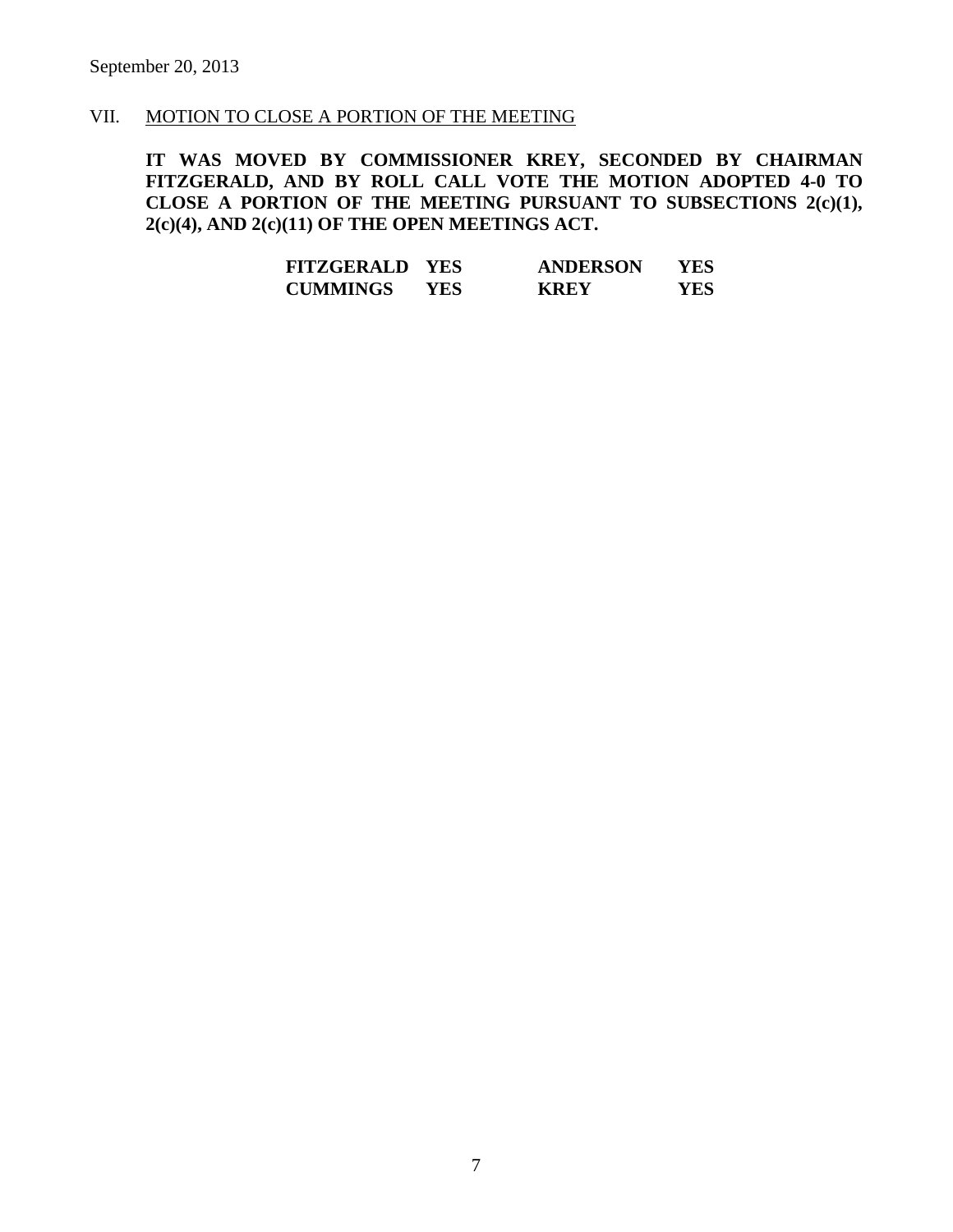September 20, 2013

## VII. MOTION TO CLOSE A PORTION OF THE MEETING

**IT WAS MOVED BY COMMISSIONER KREY, SECONDED BY CHAIRMAN FITZGERALD, AND BY ROLL CALL VOTE THE MOTION ADOPTED 4-0 TO CLOSE A PORTION OF THE MEETING PURSUANT TO SUBSECTIONS 2(c)(1), 2(c)(4), AND 2(c)(11) OF THE OPEN MEETINGS ACT.**

| | | | |
|---|---|---|---|
| **FITZGERALD** | **YES** | **ANDERSON** | **YES** |
| **CUMMINGS** | **YES** | **KREY** | **YES** |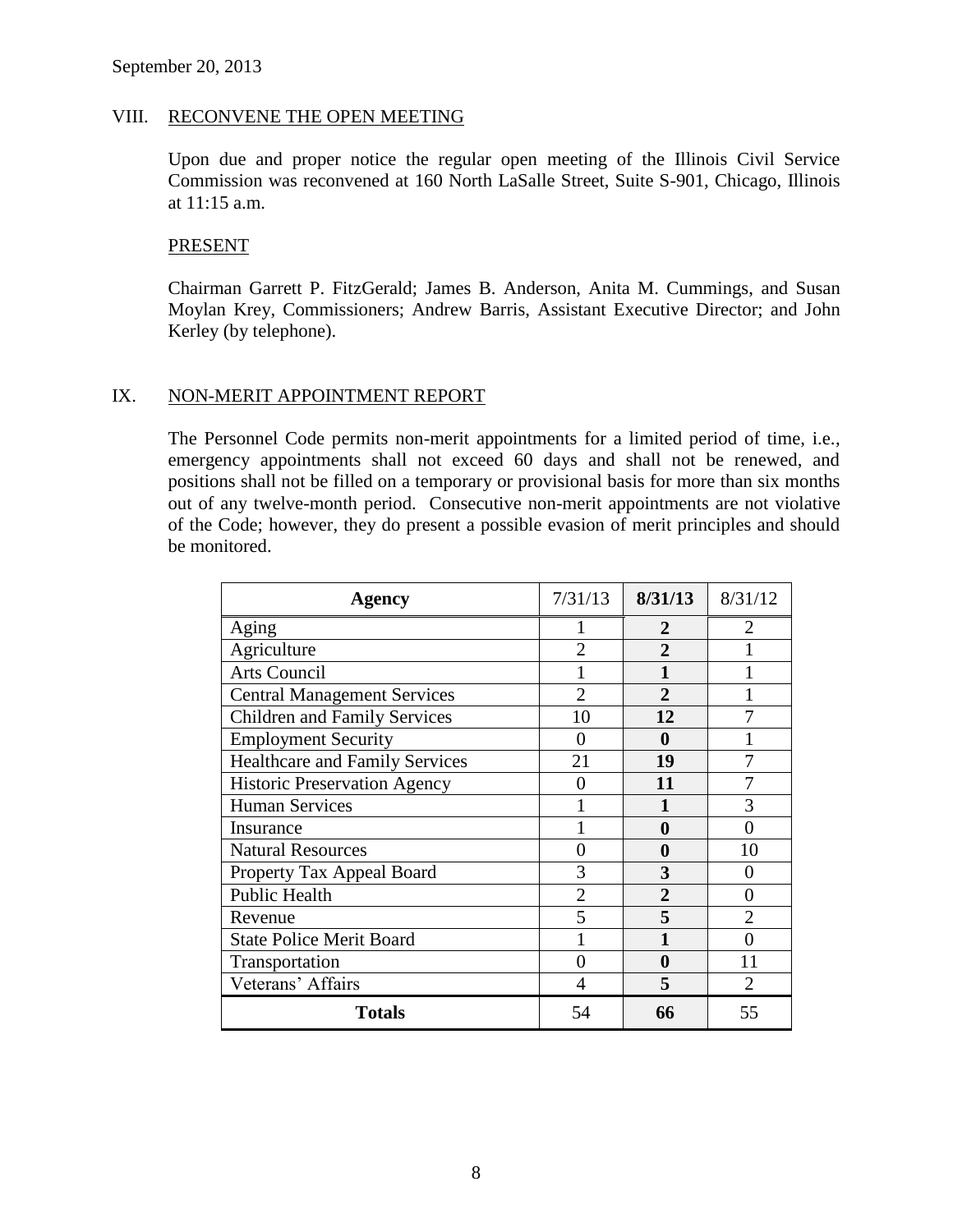September 20, 2013

## VIII. RECONVENE THE OPEN MEETING

Upon due and proper notice the regular open meeting of the Illinois Civil Service Commission was reconvened at 160 North LaSalle Street, Suite S-901, Chicago, Illinois at 11:15 a.m.

PRESENT

Chairman Garrett P. FitzGerald; James B. Anderson, Anita M. Cummings, and Susan Moylan Krey, Commissioners; Andrew Barris, Assistant Executive Director; and John Kerley (by telephone).

## IX. NON-MERIT APPOINTMENT REPORT

The Personnel Code permits non-merit appointments for a limited period of time, i.e., emergency appointments shall not exceed 60 days and shall not be renewed, and positions shall not be filled on a temporary or provisional basis for more than six months out of any twelve-month period. Consecutive non-merit appointments are not violative of the Code; however, they do present a possible evasion of merit principles and should be monitored.

| Agency | 7/31/13 | **8/31/13** | 8/31/12 |
|---|---|---|---|
| Aging | 1 | **2** | 2 |
| Agriculture | 2 | **2** | 1 |
| Arts Council | 1 | **1** | 1 |
| Central Management Services | 2 | **2** | 1 |
| Children and Family Services | 10 | **12** | 7 |
| Employment Security | 0 | **0** | 1 |
| Healthcare and Family Services | 21 | **19** | 7 |
| Historic Preservation Agency | 0 | **11** | 7 |
| Human Services | 1 | **1** | 3 |
| Insurance | 1 | **0** | 0 |
| Natural Resources | 0 | **0** | 10 |
| Property Tax Appeal Board | 3 | **3** | 0 |
| Public Health | 2 | **2** | 0 |
| Revenue | 5 | **5** | 2 |
| State Police Merit Board | 1 | **1** | 0 |
| Transportation | 0 | **0** | 11 |
| Veterans' Affairs | 4 | **5** | 2 |
| **Totals** | 54 | **66** | 55 |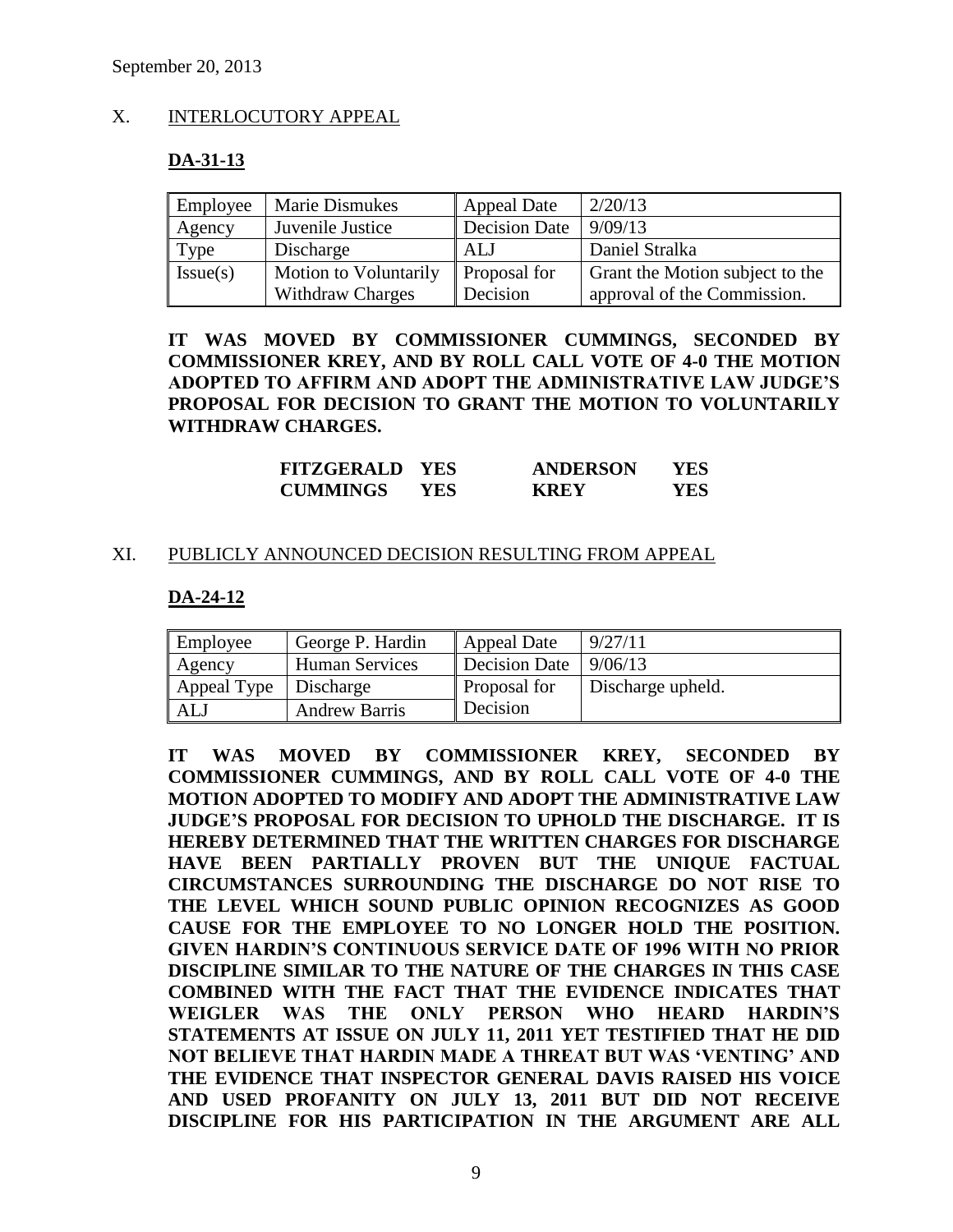September 20, 2013

## X. INTERLOCUTORY APPEAL

### DA-31-13

| Employee | Marie Dismukes | Appeal Date | 2/20/13 |
|---|---|---|---|
| Agency | Juvenile Justice | Decision Date | 9/09/13 |
| Type | Discharge | ALJ | Daniel Stralka |
| Issue(s) | Motion to Voluntarily Withdraw Charges | Proposal for Decision | Grant the Motion subject to the approval of the Commission. |

**IT WAS MOVED BY COMMISSIONER CUMMINGS, SECONDED BY COMMISSIONER KREY, AND BY ROLL CALL VOTE OF 4-0 THE MOTION ADOPTED TO AFFIRM AND ADOPT THE ADMINISTRATIVE LAW JUDGE'S PROPOSAL FOR DECISION TO GRANT THE MOTION TO VOLUNTARILY WITHDRAW CHARGES.**

| | | | |
|---|---|---|---|
| **FITZGERALD** | **YES** | **ANDERSON** | **YES** |
| **CUMMINGS** | **YES** | **KREY** | **YES** |

## XI. PUBLICLY ANNOUNCED DECISION RESULTING FROM APPEAL

### DA-24-12

| Employee | George P. Hardin | Appeal Date | 9/27/11 |
|---|---|---|---|
| Agency | Human Services | Decision Date | 9/06/13 |
| Appeal Type | Discharge | Proposal for Decision | Discharge upheld. |
| ALJ | Andrew Barris | | |

**IT WAS MOVED BY COMMISSIONER KREY, SECONDED BY COMMISSIONER CUMMINGS, AND BY ROLL CALL VOTE OF 4-0 THE MOTION ADOPTED TO MODIFY AND ADOPT THE ADMINISTRATIVE LAW JUDGE'S PROPOSAL FOR DECISION TO UPHOLD THE DISCHARGE. IT IS HEREBY DETERMINED THAT THE WRITTEN CHARGES FOR DISCHARGE HAVE BEEN PARTIALLY PROVEN BUT THE UNIQUE FACTUAL CIRCUMSTANCES SURROUNDING THE DISCHARGE DO NOT RISE TO THE LEVEL WHICH SOUND PUBLIC OPINION RECOGNIZES AS GOOD CAUSE FOR THE EMPLOYEE TO NO LONGER HOLD THE POSITION. GIVEN HARDIN'S CONTINUOUS SERVICE DATE OF 1996 WITH NO PRIOR DISCIPLINE SIMILAR TO THE NATURE OF THE CHARGES IN THIS CASE COMBINED WITH THE FACT THAT THE EVIDENCE INDICATES THAT WEIGLER WAS THE ONLY PERSON WHO HEARD HARDIN'S STATEMENTS AT ISSUE ON JULY 11, 2011 YET TESTIFIED THAT HE DID NOT BELIEVE THAT HARDIN MADE A THREAT BUT WAS 'VENTING' AND THE EVIDENCE THAT INSPECTOR GENERAL DAVIS RAISED HIS VOICE AND USED PROFANITY ON JULY 13, 2011 BUT DID NOT RECEIVE DISCIPLINE FOR HIS PARTICIPATION IN THE ARGUMENT ARE ALL**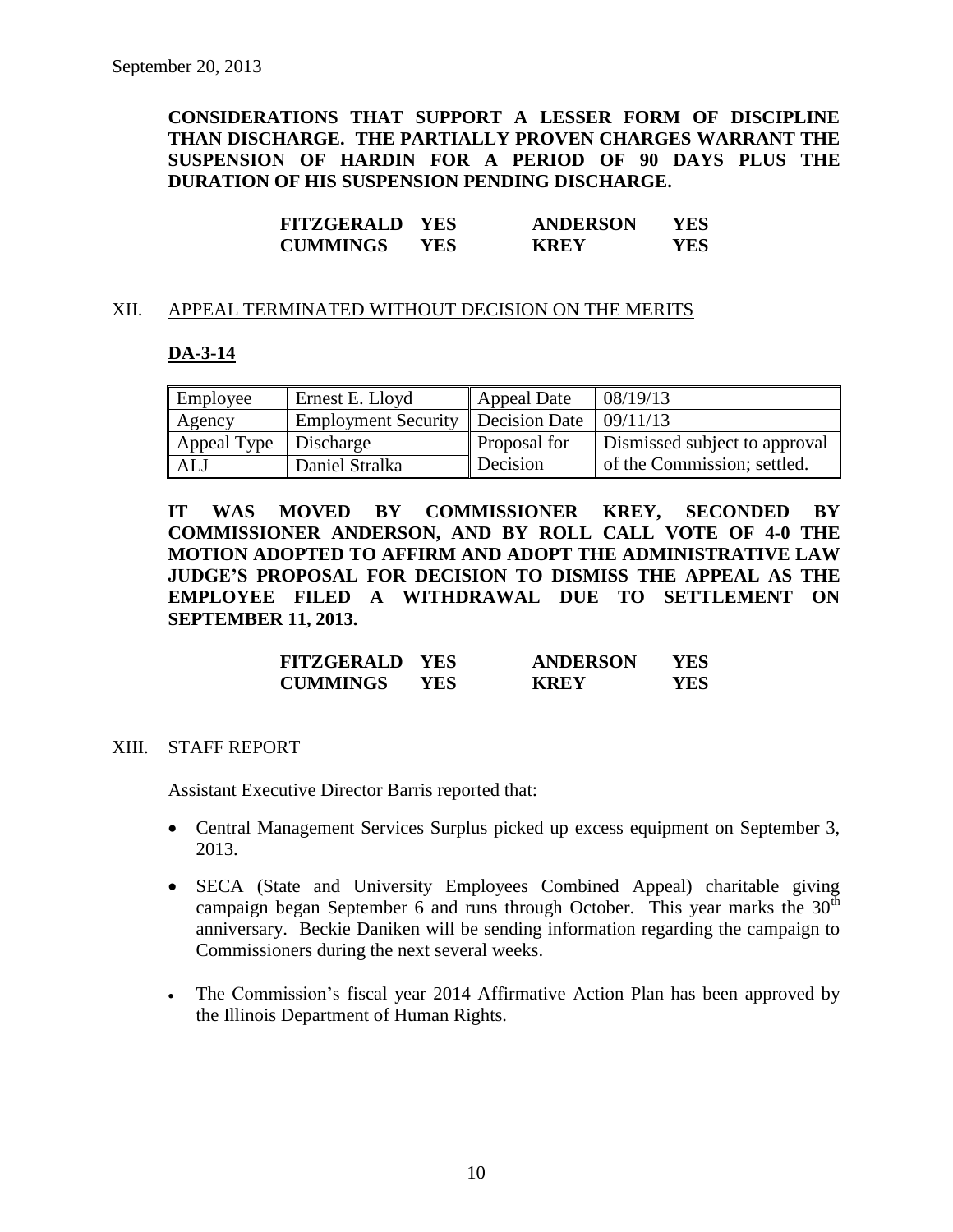September 20, 2013

**CONSIDERATIONS THAT SUPPORT A LESSER FORM OF DISCIPLINE THAN DISCHARGE. THE PARTIALLY PROVEN CHARGES WARRANT THE SUSPENSION OF HARDIN FOR A PERIOD OF 90 DAYS PLUS THE DURATION OF HIS SUSPENSION PENDING DISCHARGE.**

| | | | |
|---|---|---|---|
| **FITZGERALD** | **YES** | **ANDERSON** | **YES** |
| **CUMMINGS** | **YES** | **KREY** | **YES** |

## XII. APPEAL TERMINATED WITHOUT DECISION ON THE MERITS

### DA-3-14

| Employee | Ernest E. Lloyd | Appeal Date | 08/19/13 |
|---|---|---|---|
| Agency | Employment Security | Decision Date | 09/11/13 |
| Appeal Type | Discharge | Proposal for Decision | Dismissed subject to approval of the Commission; settled. |
| ALJ | Daniel Stralka | | |

**IT WAS MOVED BY COMMISSIONER KREY, SECONDED BY COMMISSIONER ANDERSON, AND BY ROLL CALL VOTE OF 4-0 THE MOTION ADOPTED TO AFFIRM AND ADOPT THE ADMINISTRATIVE LAW JUDGE'S PROPOSAL FOR DECISION TO DISMISS THE APPEAL AS THE EMPLOYEE FILED A WITHDRAWAL DUE TO SETTLEMENT ON SEPTEMBER 11, 2013.**

| | | | |
|---|---|---|---|
| **FITZGERALD** | **YES** | **ANDERSON** | **YES** |
| **CUMMINGS** | **YES** | **KREY** | **YES** |

## XIII. STAFF REPORT

Assistant Executive Director Barris reported that:

- Central Management Services Surplus picked up excess equipment on September 3, 2013.
- SECA (State and University Employees Combined Appeal) charitable giving campaign began September 6 and runs through October. This year marks the 30th anniversary. Beckie Daniken will be sending information regarding the campaign to Commissioners during the next several weeks.
- The Commission's fiscal year 2014 Affirmative Action Plan has been approved by the Illinois Department of Human Rights.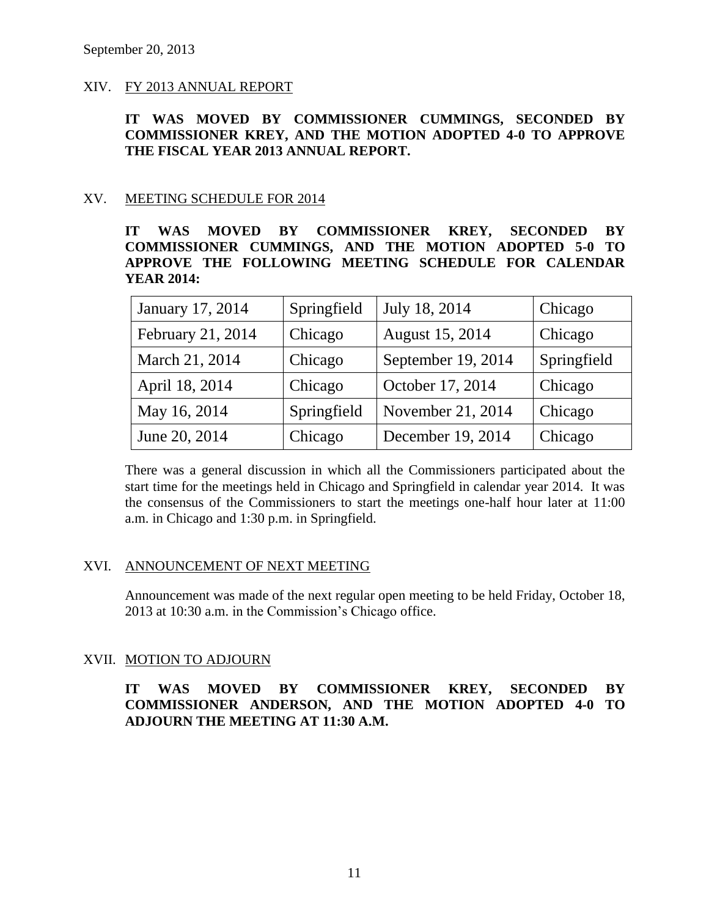XIV. FY 2013 ANNUAL REPORT

**IT WAS MOVED BY COMMISSIONER CUMMINGS, SECONDED BY COMMISSIONER KREY, AND THE MOTION ADOPTED 4-0 TO APPROVE THE FISCAL YEAR 2013 ANNUAL REPORT.**

XV. MEETING SCHEDULE FOR 2014

**IT WAS MOVED BY COMMISSIONER KREY, SECONDED BY COMMISSIONER CUMMINGS, AND THE MOTION ADOPTED 5-0 TO APPROVE THE FOLLOWING MEETING SCHEDULE FOR CALENDAR YEAR 2014:**

| | | | |
|---|---|---|---|
| January 17, 2014 | Springfield | July 18, 2014 | Chicago |
| February 21, 2014 | Chicago | August 15, 2014 | Chicago |
| March 21, 2014 | Chicago | September 19, 2014 | Springfield |
| April 18, 2014 | Chicago | October 17, 2014 | Chicago |
| May 16, 2014 | Springfield | November 21, 2014 | Chicago |
| June 20, 2014 | Chicago | December 19, 2014 | Chicago |

There was a general discussion in which all the Commissioners participated about the start time for the meetings held in Chicago and Springfield in calendar year 2014. It was the consensus of the Commissioners to start the meetings one-half hour later at 11:00 a.m. in Chicago and 1:30 p.m. in Springfield.

XVI. ANNOUNCEMENT OF NEXT MEETING

Announcement was made of the next regular open meeting to be held Friday, October 18, 2013 at 10:30 a.m. in the Commission's Chicago office.

XVII. MOTION TO ADJOURN

**IT WAS MOVED BY COMMISSIONER KREY, SECONDED BY COMMISSIONER ANDERSON, AND THE MOTION ADOPTED 4-0 TO ADJOURN THE MEETING AT 11:30 A.M.**